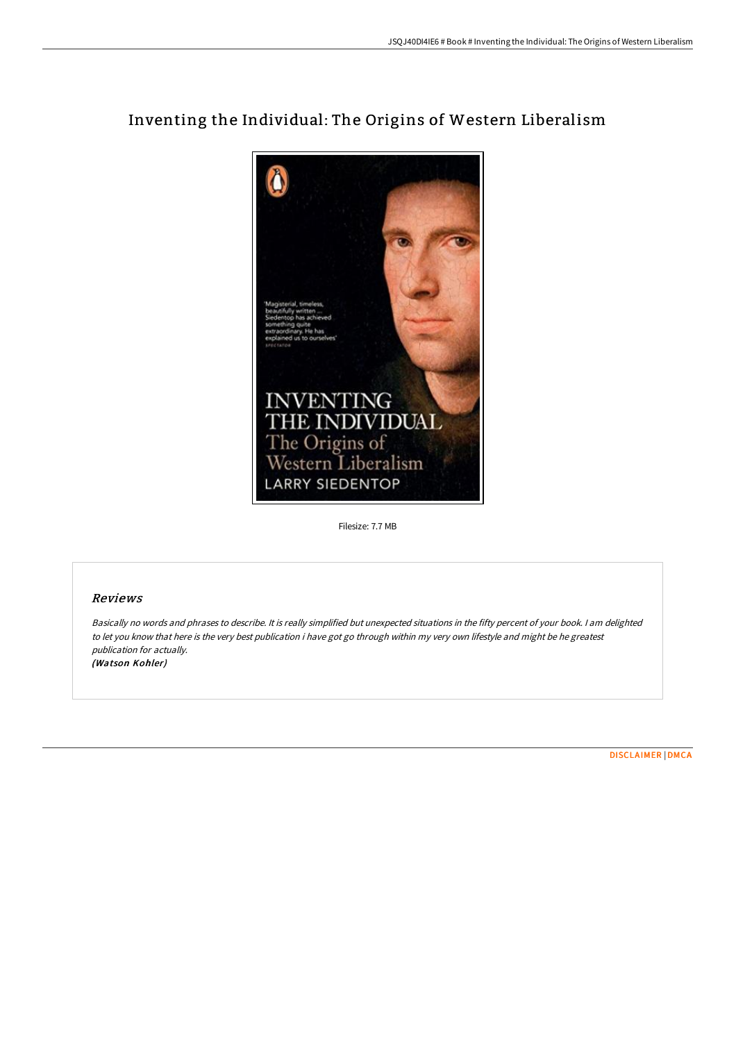# Inventing the Individual: The Origins of Western Liberalism

Filesize: 7.7 MB

## *Reviews*

*Basically no words and phrases to describe. It is really simplified but unexpected situations in the fifty percent of your book. I am delighted to let you know that here is the very best publication i have got go through within my very own lifestyle and might be he greatest publication for actually.*
*(Watson Kohler)*

DISCLAIMER | DMCA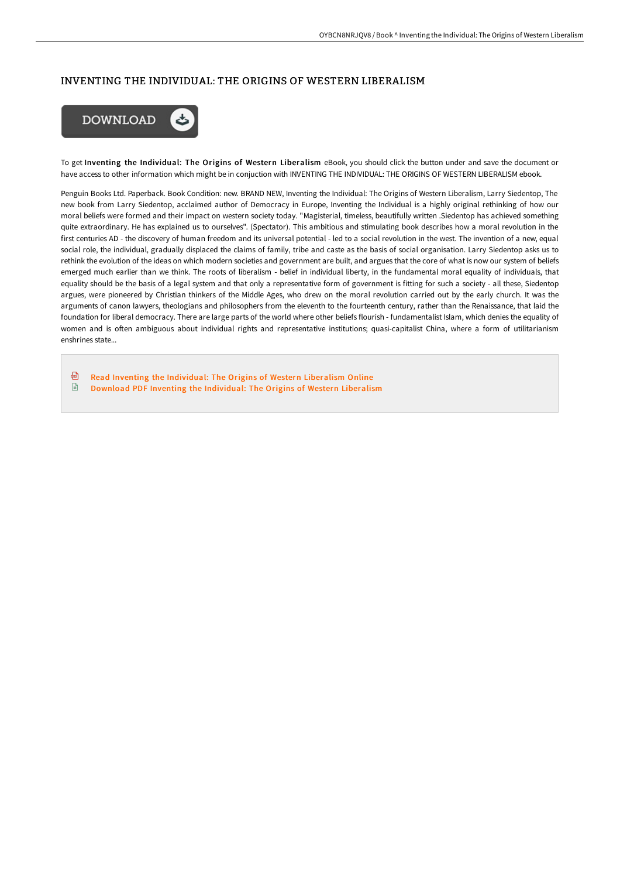# INVENTING THE INDIVIDUAL: THE ORIGINS OF WESTERN LIBERALISM

To get **Inventing the Individual: The Origins of Western Liberalism** eBook, you should click the button under and save the document or have access to other information which might be in conjuction with INVENTING THE INDIVIDUAL: THE ORIGINS OF WESTERN LIBERALISM ebook.

Penguin Books Ltd. Paperback. Book Condition: new. BRAND NEW, Inventing the Individual: The Origins of Western Liberalism, Larry Siedentop, The new book from Larry Siedentop, acclaimed author of Democracy in Europe, Inventing the Individual is a highly original rethinking of how our moral beliefs were formed and their impact on western society today. "Magisterial, timeless, beautifully written .Siedentop has achieved something quite extraordinary. He has explained us to ourselves". (Spectator). This ambitious and stimulating book describes how a moral revolution in the first centuries AD - the discovery of human freedom and its universal potential - led to a social revolution in the west. The invention of a new, equal social role, the individual, gradually displaced the claims of family, tribe and caste as the basis of social organisation. Larry Siedentop asks us to rethink the evolution of the ideas on which modern societies and government are built, and argues that the core of what is now our system of beliefs emerged much earlier than we think. The roots of liberalism - belief in individual liberty, in the fundamental moral equality of individuals, that equality should be the basis of a legal system and that only a representative form of government is fitting for such a society - all these, Siedentop argues, were pioneered by Christian thinkers of the Middle Ages, who drew on the moral revolution carried out by the early church. It was the arguments of canon lawyers, theologians and philosophers from the eleventh to the fourteenth century, rather than the Renaissance, that laid the foundation for liberal democracy. There are large parts of the world where other beliefs flourish - fundamentalist Islam, which denies the equality of women and is often ambiguous about individual rights and representative institutions; quasi-capitalist China, where a form of utilitarianism enshrines state...

- Read Inventing the Individual: The Origins of Western Liberalism Online
- Download PDF Inventing the Individual: The Origins of Western Liberalism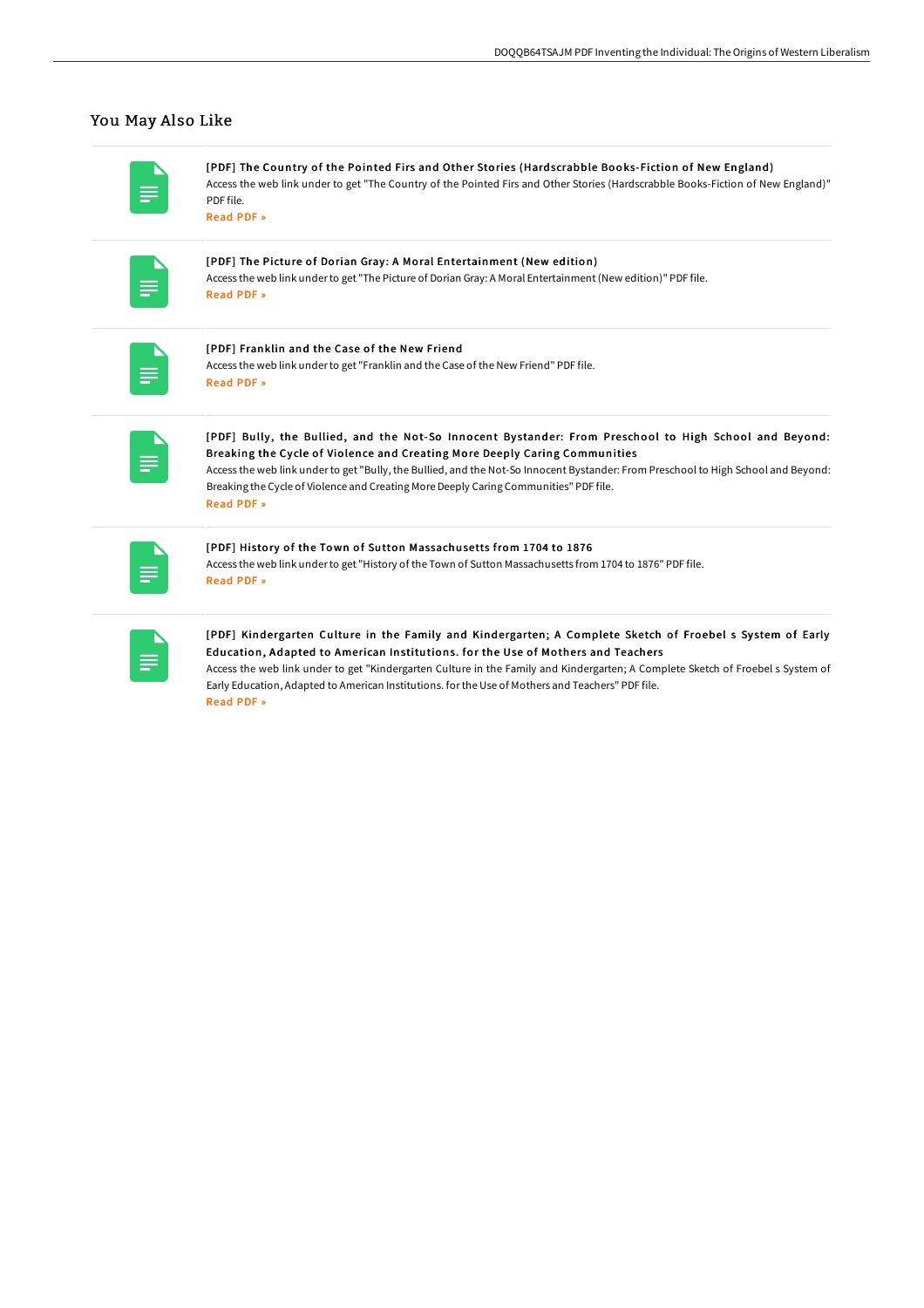## You May Also Like

**[PDF] The Country of the Pointed Firs and Other Stories (Hardscrabble Books-Fiction of New England)**
Access the web link under to get "The Country of the Pointed Firs and Other Stories (Hardscrabble Books-Fiction of New England)" PDF file.
Read PDF »

**[PDF] The Picture of Dorian Gray: A Moral Entertainment (New edition)**
Access the web link under to get "The Picture of Dorian Gray: A Moral Entertainment (New edition)" PDF file.
Read PDF »

**[PDF] Franklin and the Case of the New Friend**
Access the web link under to get "Franklin and the Case of the New Friend" PDF file.
Read PDF »

**[PDF] Bully, the Bullied, and the Not-So Innocent Bystander: From Preschool to High School and Beyond: Breaking the Cycle of Violence and Creating More Deeply Caring Communities**
Access the web link under to get "Bully, the Bullied, and the Not-So Innocent Bystander: From Preschool to High School and Beyond: Breaking the Cycle of Violence and Creating More Deeply Caring Communities" PDF file.
Read PDF »

**[PDF] History of the Town of Sutton Massachusetts from 1704 to 1876**
Access the web link under to get "History of the Town of Sutton Massachusetts from 1704 to 1876" PDF file.
Read PDF »

**[PDF] Kindergarten Culture in the Family and Kindergarten; A Complete Sketch of Froebel s System of Early Education, Adapted to American Institutions. for the Use of Mothers and Teachers**
Access the web link under to get "Kindergarten Culture in the Family and Kindergarten; A Complete Sketch of Froebel s System of Early Education, Adapted to American Institutions. for the Use of Mothers and Teachers" PDF file.
Read PDF »